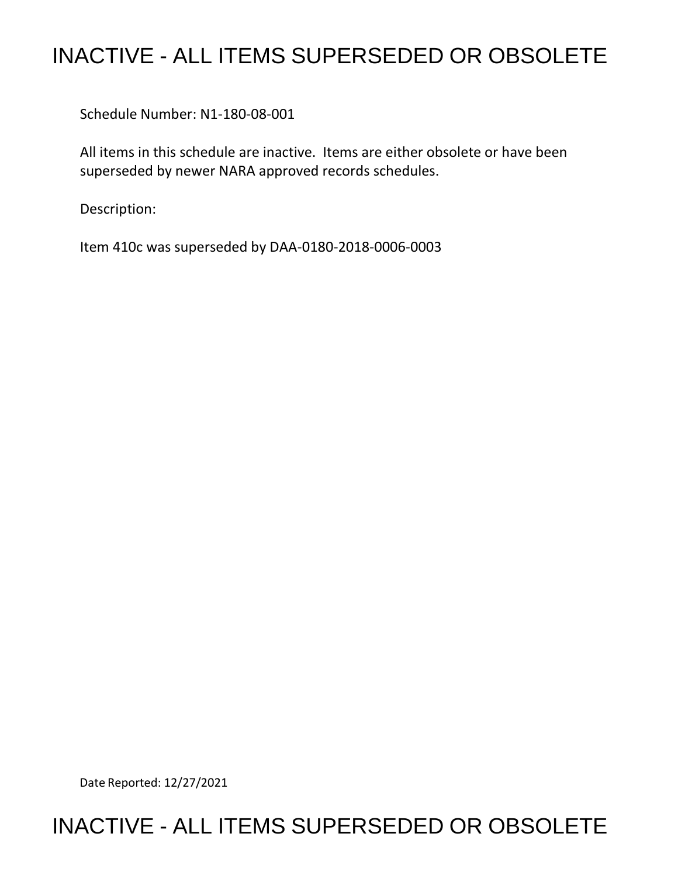# INACTIVE - ALL ITEMS SUPERSEDED OR OBSOLETE

Schedule Number: N1-180-08-001

All items in this schedule are inactive. Items are either obsolete or have been superseded by newer NARA approved records schedules.

Description:

Item 410c was superseded by DAA-0180-2018-0006-0003

Date Reported: 12/27/2021

# INACTIVE - ALL ITEMS SUPERSEDED OR OBSOLETE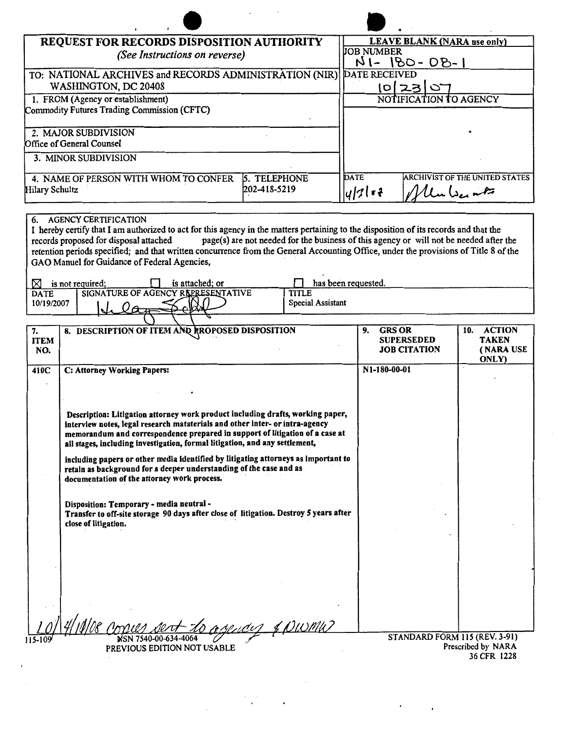# REQUEST FOR RECORDS DISPOSITION AUTHORITY

*(See Instructions on reverse)*

TO: NATIONAL ARCHIVES and RECORDS ADMINISTRATION (NIR) WASHINGTON, DC 20408

**LEAVE BLANK (NARA use only)**

JOB NUMBER: N1-180-08-1

DATE RECEIVED: 10/23/07

NOTIFICATION TO AGENCY

1. FROM (Agency or establishment)
Commodity Futures Trading Commission (CFTC)

2. MAJOR SUBDIVISION
Office of General Counsel

3. MINOR SUBDIVISION

4. NAME OF PERSON WITH WHOM TO CONFER
Hilary Schultz

5. TELEPHONE
202-418-5219

DATE: 4/3/08

ARCHIVIST OF THE UNITED STATES: Allen Weinstein

6. AGENCY CERTIFICATION

I hereby certify that I am authorized to act for this agency in the matters pertaining to the disposition of its records and that the records proposed for disposal attached page(s) are not needed for the business of this agency or will not be needed after the retention periods specified; and that written concurrence from the General Accounting Office, under the provisions of Title 8 of the GAO Manuel for Guidance of Federal Agencies,

☒ is not required; ☐ is attached; or ☐ has been requested.

| DATE | SIGNATURE OF AGENCY REPRESENTATIVE | TITLE |
|---|---|---|
| 10/19/2007 | Hilary Schultz | Special Assistant |

| 7. ITEM NO. | 8. DESCRIPTION OF ITEM AND PROPOSED DISPOSITION | 9. GRS OR SUPERSEDED JOB CITATION | 10. ACTION TAKEN (NARA USE ONLY) |
|---|---|---|---|
| 410C | **C: Attorney Working Papers:**<br><br>**Description: Litigation attorney work product including drafts, working paper, interview notes, legal research matatericals and other inter- or intra-agency memorandum and correspondence prepared in support of litigation of a case at all stages, including investigation, formal litigation, and any settlement,**<br><br>**including papers or other media identified by litigating attorneys as important to retain as background for a deeper understanding of the case and as documentation of the attorney work process.**<br><br>**Disposition: Temporary - media neutral -**<br>**Transfer to off-site storage 90 days after close of litigation. Destroy 5 years after close of litigation.** | N1-180-00-01 | |

4/10/08 copies sent to agency & NWMW

115-109 NSN 7540-00-634-4064
PREVIOUS EDITION NOT USABLE

STANDARD FORM 115 (REV. 3-91)
Prescribed by NARA
36 CFR 1228